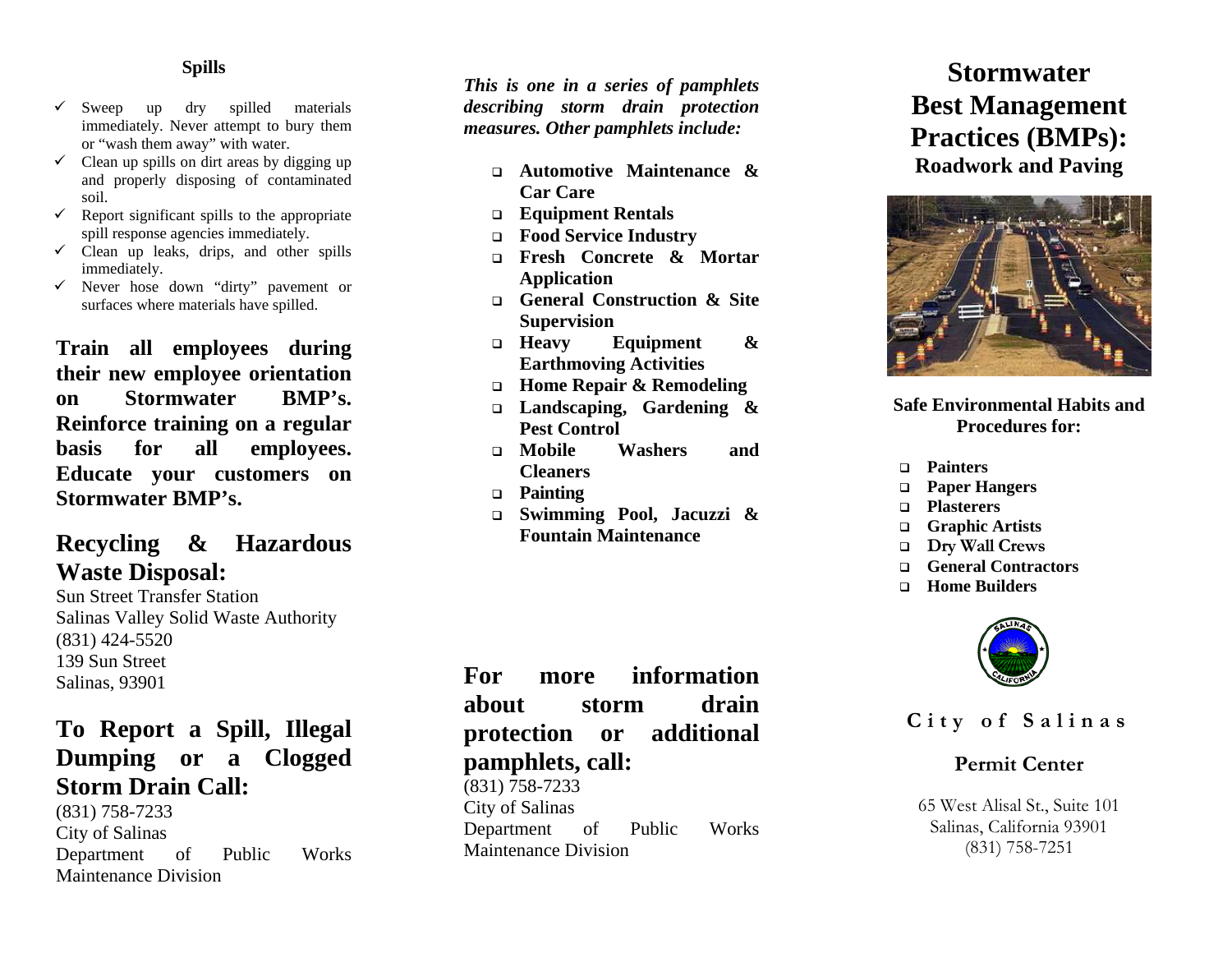### Spills

- ✓ Sweep up dry spilled materials immediately. Never attempt to bury them or "wash them away" with water.
- ✓ Clean up spills on dirt areas by digging up and properly disposing of contaminated soil.
- ✓ Report significant spills to the appropriate spill response agencies immediately.
- ✓ Clean up leaks, drips, and other spills immediately.
- ✓ Never hose down "dirty" pavement or surfaces where materials have spilled.

**Train all employees during their new employee orientation on Stormwater BMP's. Reinforce training on a regular basis for all employees. Educate your customers on Stormwater BMP's.**

## Recycling & Hazardous Waste Disposal:

Sun Street Transfer Station
Salinas Valley Solid Waste Authority
(831) 424-5520
139 Sun Street
Salinas, 93901

## To Report a Spill, Illegal Dumping or a Clogged Storm Drain Call:

(831) 758-7233
City of Salinas
Department of Public Works
Maintenance Division

***This is one in a series of pamphlets describing storm drain protection measures. Other pamphlets include:***

- **Automotive Maintenance & Car Care**
- **Equipment Rentals**
- **Food Service Industry**
- **Fresh Concrete & Mortar Application**
- **General Construction & Site Supervision**
- **Heavy Equipment & Earthmoving Activities**
- **Home Repair & Remodeling**
- **Landscaping, Gardening & Pest Control**
- **Mobile Washers and Cleaners**
- **Painting**
- **Swimming Pool, Jacuzzi & Fountain Maintenance**

## For more information about storm drain protection or additional pamphlets, call:

(831) 758-7233
City of Salinas
Department of Public Works
Maintenance Division

# Stormwater Best Management Practices (BMPs):

## Roadwork and Paving

**Safe Environmental Habits and Procedures for:**

- **Painters**
- **Paper Hangers**
- **Plasterers**
- **Graphic Artists**
- **Dry Wall Crews**
- **General Contractors**
- **Home Builders**

**City of Salinas**

**Permit Center**

65 West Alisal St., Suite 101
Salinas, California 93901
(831) 758-7251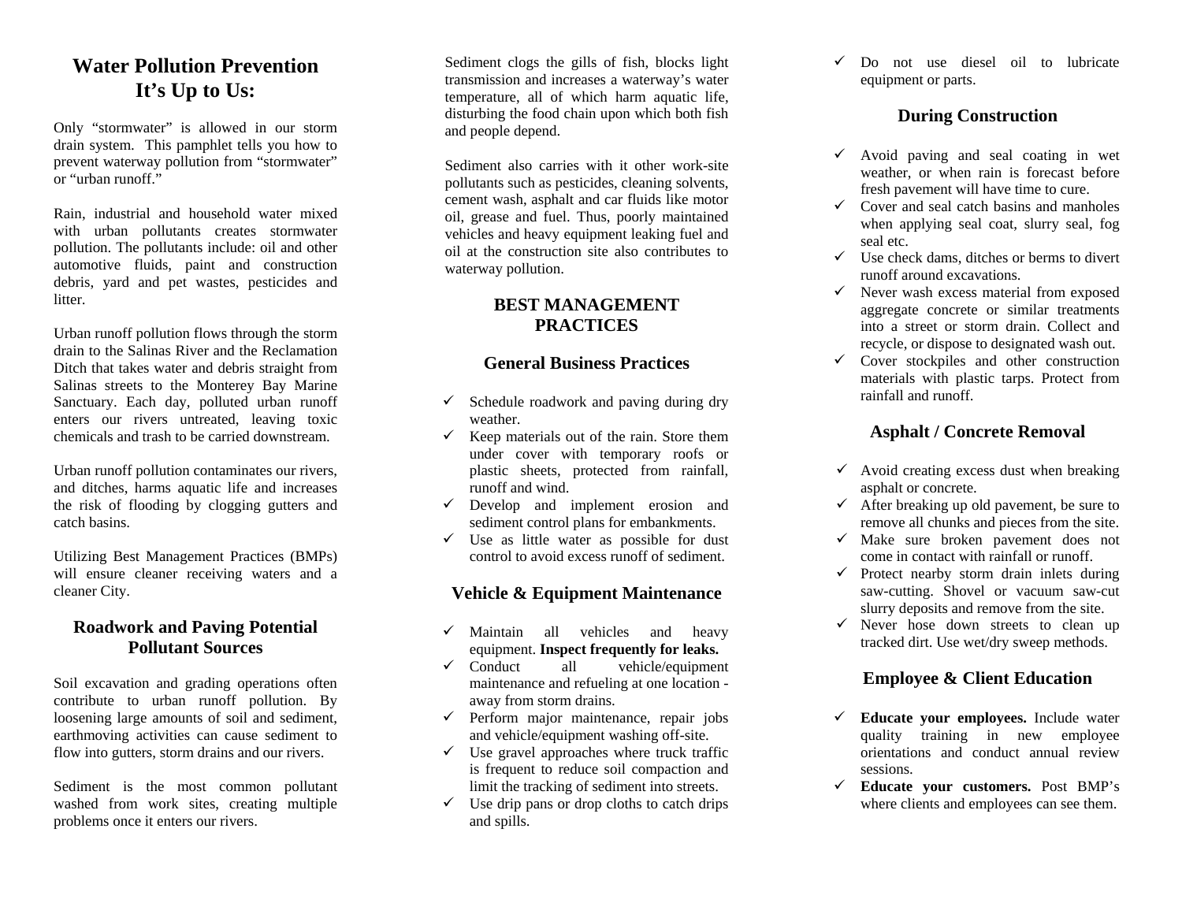# Water Pollution Prevention It's Up to Us:

Only "stormwater" is allowed in our storm drain system. This pamphlet tells you how to prevent waterway pollution from "stormwater" or "urban runoff."

Rain, industrial and household water mixed with urban pollutants creates stormwater pollution. The pollutants include: oil and other automotive fluids, paint and construction debris, yard and pet wastes, pesticides and litter.

Urban runoff pollution flows through the storm drain to the Salinas River and the Reclamation Ditch that takes water and debris straight from Salinas streets to the Monterey Bay Marine Sanctuary. Each day, polluted urban runoff enters our rivers untreated, leaving toxic chemicals and trash to be carried downstream.

Urban runoff pollution contaminates our rivers, and ditches, harms aquatic life and increases the risk of flooding by clogging gutters and catch basins.

Utilizing Best Management Practices (BMPs) will ensure cleaner receiving waters and a cleaner City.

## Roadwork and Paving Potential Pollutant Sources

Soil excavation and grading operations often contribute to urban runoff pollution. By loosening large amounts of soil and sediment, earthmoving activities can cause sediment to flow into gutters, storm drains and our rivers.

Sediment is the most common pollutant washed from work sites, creating multiple problems once it enters our rivers.

Sediment clogs the gills of fish, blocks light transmission and increases a waterway's water temperature, all of which harm aquatic life, disturbing the food chain upon which both fish and people depend.

Sediment also carries with it other work-site pollutants such as pesticides, cleaning solvents, cement wash, asphalt and car fluids like motor oil, grease and fuel. Thus, poorly maintained vehicles and heavy equipment leaking fuel and oil at the construction site also contributes to waterway pollution.

## BEST MANAGEMENT PRACTICES

### General Business Practices

- ✓ Schedule roadwork and paving during dry weather.
- ✓ Keep materials out of the rain. Store them under cover with temporary roofs or plastic sheets, protected from rainfall, runoff and wind.
- ✓ Develop and implement erosion and sediment control plans for embankments.
- ✓ Use as little water as possible for dust control to avoid excess runoff of sediment.

### Vehicle & Equipment Maintenance

- ✓ Maintain all vehicles and heavy equipment. **Inspect frequently for leaks.**
- ✓ Conduct all vehicle/equipment maintenance and refueling at one location - away from storm drains.
- ✓ Perform major maintenance, repair jobs and vehicle/equipment washing off-site.
- ✓ Use gravel approaches where truck traffic is frequent to reduce soil compaction and limit the tracking of sediment into streets.
- ✓ Use drip pans or drop cloths to catch drips and spills.
- ✓ Do not use diesel oil to lubricate equipment or parts.

### During Construction

- ✓ Avoid paving and seal coating in wet weather, or when rain is forecast before fresh pavement will have time to cure.
- ✓ Cover and seal catch basins and manholes when applying seal coat, slurry seal, fog seal etc.
- ✓ Use check dams, ditches or berms to divert runoff around excavations.
- ✓ Never wash excess material from exposed aggregate concrete or similar treatments into a street or storm drain. Collect and recycle, or dispose to designated wash out.
- ✓ Cover stockpiles and other construction materials with plastic tarps. Protect from rainfall and runoff.

### Asphalt / Concrete Removal

- ✓ Avoid creating excess dust when breaking asphalt or concrete.
- ✓ After breaking up old pavement, be sure to remove all chunks and pieces from the site.
- ✓ Make sure broken pavement does not come in contact with rainfall or runoff.
- ✓ Protect nearby storm drain inlets during saw-cutting. Shovel or vacuum saw-cut slurry deposits and remove from the site.
- ✓ Never hose down streets to clean up tracked dirt. Use wet/dry sweep methods.

### Employee & Client Education

- ✓ **Educate your employees.** Include water quality training in new employee orientations and conduct annual review sessions.
- ✓ **Educate your customers.** Post BMP's where clients and employees can see them.